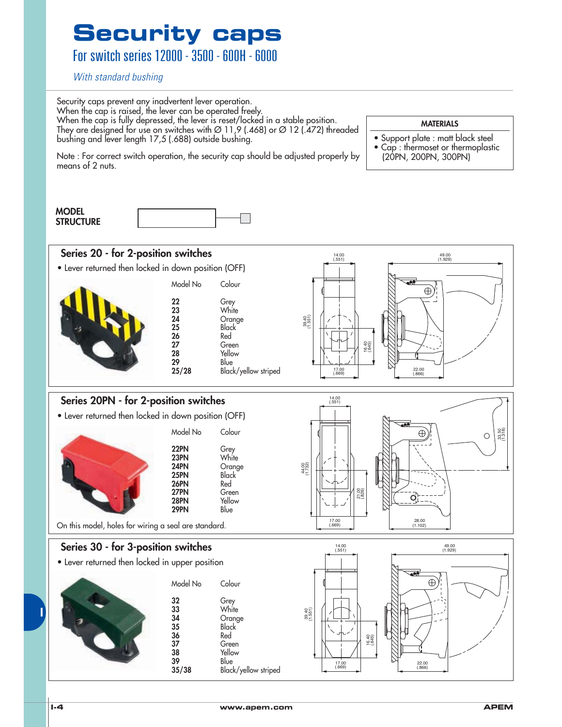# Security caps

## For switch series 12000 - 3500 - 600H - 6000

*With standard bushing*

Security caps prevent any inadvertent lever operation.
When the cap is raised, the lever can be operated freely.
When the cap is fully depressed, the lever is reset/locked in a stable position.
They are designed for use on switches with Ø 11,9 (.468) or Ø 12 (.472) threaded bushing and lever length 17,5 (.688) outside bushing.

Note : For correct switch operation, the security cap should be adjusted properly by means of 2 nuts.

**MATERIALS**

- Support plate : matt black steel
- Cap : thermoset or thermoplastic (20PN, 200PN, 300PN)

**MODEL STRUCTURE**

## Series 20 - for 2-position switches

- Lever returned then locked in down position (OFF)

| Model No | Colour |
|---|---|
| 22 | Grey |
| 23 | White |
| 24 | Orange |
| 25 | Black |
| 26 | Red |
| 27 | Green |
| 28 | Yellow |
| 29 | Blue |
| 25/28 | Black/yellow striped |

Dimensions: 14.00 (.551); 49.00 (1.929); 39.40 (1.551); 16.40 (.645); 17.00 (.669); 22.00 (.866)

## Series 20PN - for 2-position switches

- Lever returned then locked in down position (OFF)

| Model No | Colour |
|---|---|
| 22PN | Grey |
| 23PN | White |
| 24PN | Orange |
| 25PN | Black |
| 26PN | Red |
| 27PN | Green |
| 28PN | Yellow |
| 29PN | Blue |

On this model, holes for wiring a seal are standard.

Dimensions: 14.00 (.551); 44.00 (1.732); 21.00 (.826); 17.00 (.669); 33.50 (1.318); 28.00 (1.102)

## Series 30 - for 3-position switches

- Lever returned then locked in upper position

| Model No | Colour |
|---|---|
| 32 | Grey |
| 33 | White |
| 34 | Orange |
| 35 | Black |
| 36 | Red |
| 37 | Green |
| 38 | Yellow |
| 39 | Blue |
| 35/38 | Black/yellow striped |

Dimensions: 14.00 (.551); 49.00 (1.929); 39.40 (1.551); 16.40 (.645); 17.00 (.669); 22.00 (.866)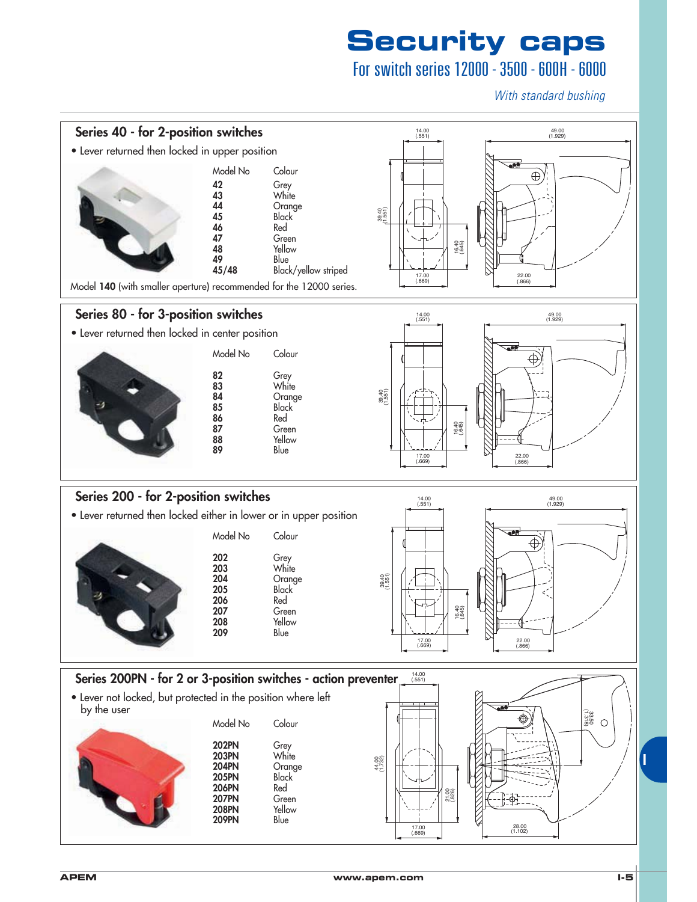# Security caps

## For switch series 12000 - 3500 - 600H - 6000

*With standard bushing*

### Series 40 - for 2-position switches

- Lever returned then locked in upper position

| Model No | Colour |
|---|---|
| **42** | Grey |
| **43** | White |
| **44** | Orange |
| **45** | Black |
| **46** | Red |
| **47** | Green |
| **48** | Yellow |
| **49** | Blue |
| **45/48** | Black/yellow striped |

Model **140** (with smaller aperture) recommended for the 12000 series.

### Series 80 - for 3-position switches

- Lever returned then locked in center position

| Model No | Colour |
|---|---|
| **82** | Grey |
| **83** | White |
| **84** | Orange |
| **85** | Black |
| **86** | Red |
| **87** | Green |
| **88** | Yellow |
| **89** | Blue |

### Series 200 - for 2-position switches

- Lever returned then locked either in lower or in upper position

| Model No | Colour |
|---|---|
| **202** | Grey |
| **203** | White |
| **204** | Orange |
| **205** | Black |
| **206** | Red |
| **207** | Green |
| **208** | Yellow |
| **209** | Blue |

### Series 200PN - for 2 or 3-position switches - action preventer

- Lever not locked, but protected in the position where left by the user

| Model No | Colour |
|---|---|
| **202PN** | Grey |
| **203PN** | White |
| **204PN** | Orange |
| **205PN** | Black |
| **206PN** | Red |
| **207PN** | Green |
| **208PN** | Yellow |
| **209PN** | Blue |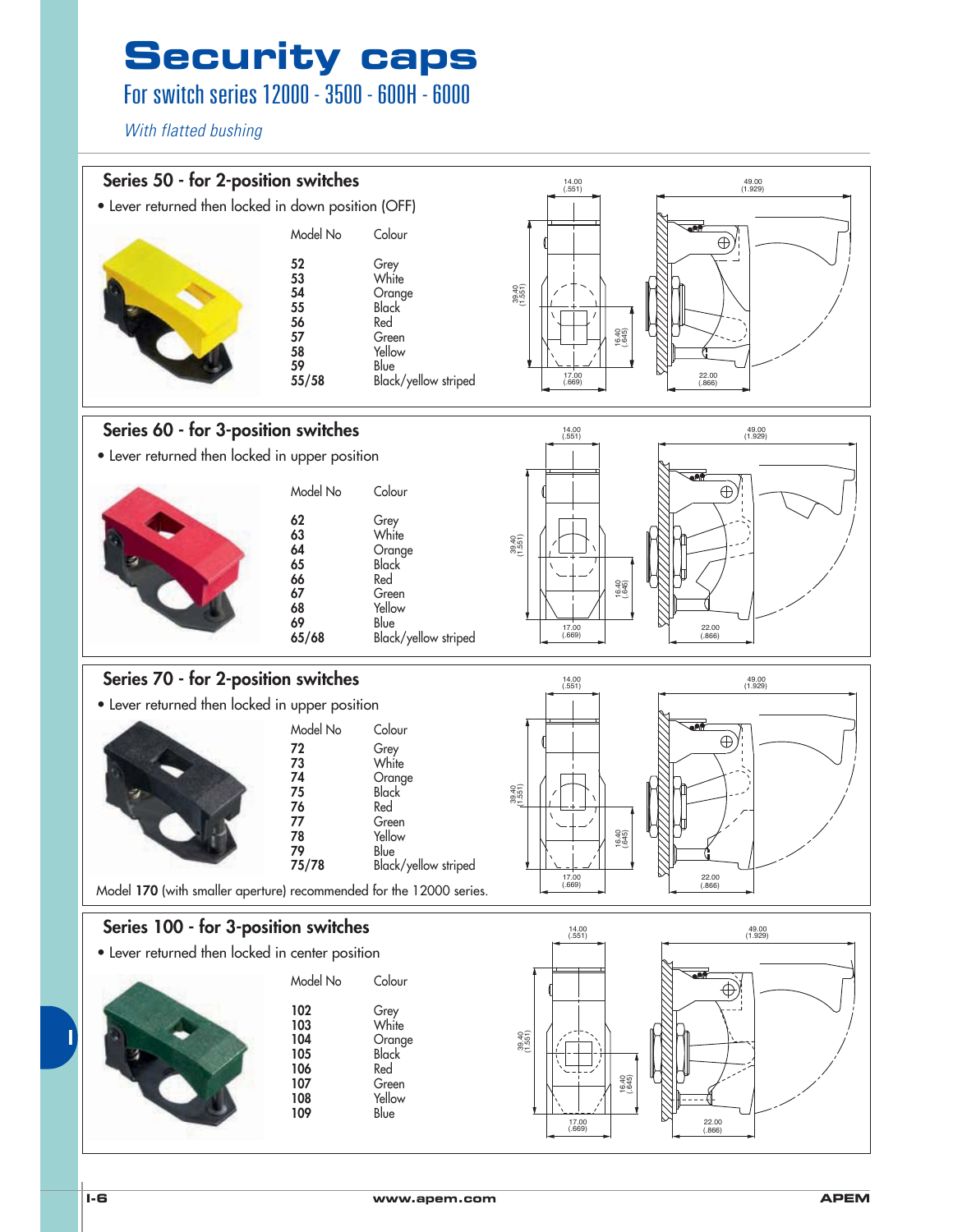# Security caps

## For switch series 12000 - 3500 - 600H - 6000

*With flatted bushing*

### Series 50 - for 2-position switches

- Lever returned then locked in down position (OFF)

| Model No | Colour |
|---|---|
| 52 | Grey |
| 53 | White |
| 54 | Orange |
| 55 | Black |
| 56 | Red |
| 57 | Green |
| 58 | Yellow |
| 59 | Blue |
| 55/58 | Black/yellow striped |

### Series 60 - for 3-position switches

- Lever returned then locked in upper position

| Model No | Colour |
|---|---|
| 62 | Grey |
| 63 | White |
| 64 | Orange |
| 65 | Black |
| 66 | Red |
| 67 | Green |
| 68 | Yellow |
| 69 | Blue |
| 65/68 | Black/yellow striped |

### Series 70 - for 2-position switches

- Lever returned then locked in upper position

| Model No | Colour |
|---|---|
| 72 | Grey |
| 73 | White |
| 74 | Orange |
| 75 | Black |
| 76 | Red |
| 77 | Green |
| 78 | Yellow |
| 79 | Blue |
| 75/78 | Black/yellow striped |

Model **170** (with smaller aperture) recommended for the 12000 series.

### Series 100 - for 3-position switches

- Lever returned then locked in center position

| Model No | Colour |
|---|---|
| 102 | Grey |
| 103 | White |
| 104 | Orange |
| 105 | Black |
| 106 | Red |
| 107 | Green |
| 108 | Yellow |
| 109 | Blue |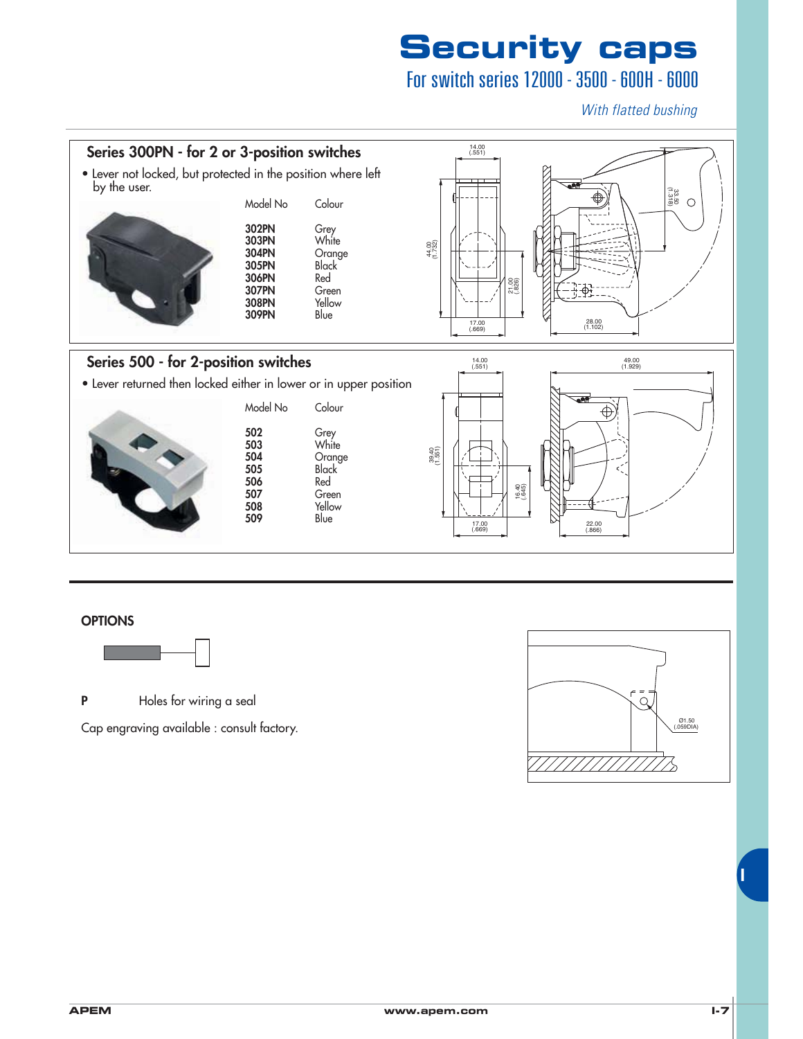# Security caps

## For switch series 12000 - 3500 - 600H - 6000

*With flatted bushing*

### Series 300PN - for 2 or 3-position switches

- Lever not locked, but protected in the position where left by the user.

| Model No | Colour |
|---|---|
| **302PN** | Grey |
| **303PN** | White |
| **304PN** | Orange |
| **305PN** | Black |
| **306PN** | Red |
| **307PN** | Green |
| **308PN** | Yellow |
| **309PN** | Blue |

14.00 (.551)
44.00 (1.732)
21.00 (.826)
17.00 (.669)
33.50 (1.318)
28.00 (1.102)

### Series 500 - for 2-position switches

- Lever returned then locked either in lower or in upper position

| Model No | Colour |
|---|---|
| **502** | Grey |
| **503** | White |
| **504** | Orange |
| **505** | Black |
| **506** | Red |
| **507** | Green |
| **508** | Yellow |
| **509** | Blue |

14.00 (.551)
39.40 (1.551)
16.40 (.645)
17.00 (.669)
49.00 (1.929)
22.00 (.866)

### OPTIONS

**P** Holes for wiring a seal

Cap engraving available : consult factory.

Ø1.50 (.059DIA)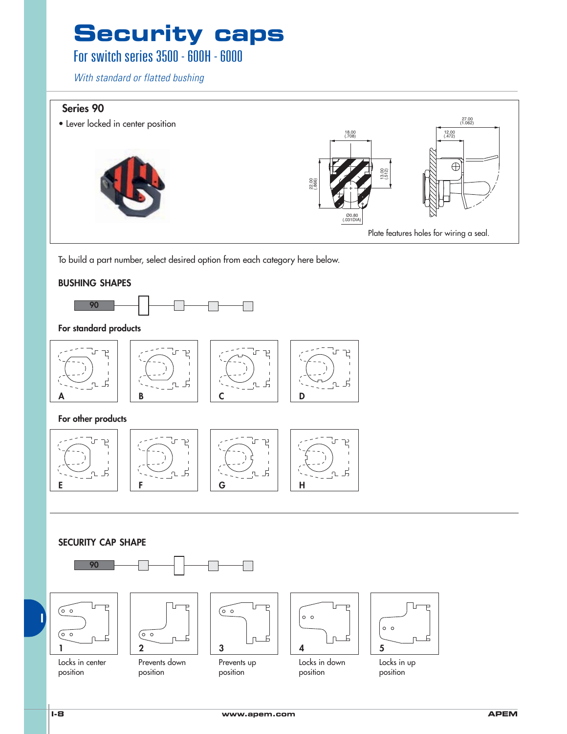# Security caps

## For switch series 3500 - 600H - 6000

*With standard or flatted bushing*

### Series 90

- Lever locked in center position

18.00 (.708)

27.00 (1.062)

12.00 (.472)

22.00 (.866)

13.00 (.512)

Ø0.80 (.031DIA)

Plate features holes for wiring a seal.

To build a part number, select desired option from each category here below.

### BUSHING SHAPES

90

#### For standard products

A

B

C

D

#### For other products

E

F

G

H

### SECURITY CAP SHAPE

90

| 1 | 2 | 3 | 4 | 5 |
|---|---|---|---|---|
| Locks in center position | Prevents down position | Prevents up position | Locks in down position | Locks in up position |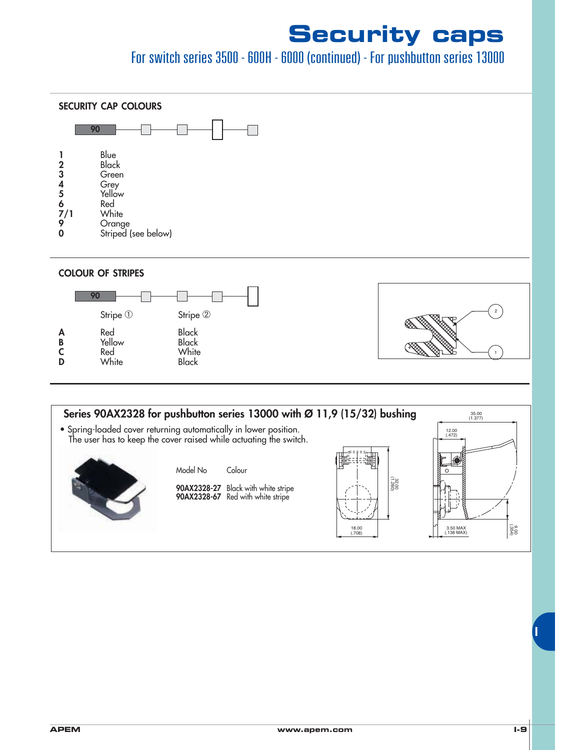# Security caps

## For switch series 3500 - 600H - 6000 (continued) - For pushbutton series 13000

### SECURITY CAP COLOURS

90 □ □ □ □

| | |
|---|---|
| **1** | Blue |
| **2** | Black |
| **3** | Green |
| **4** | Grey |
| **5** | Yellow |
| **6** | Red |
| **7/1** | White |
| **9** | Orange |
| **0** | Striped (see below) |

### COLOUR OF STRIPES

90 □ □ □ □

| | Stripe ① | Stripe ② |
|---|---|---|
| **A** | Red | Black |
| **B** | Yellow | Black |
| **C** | Red | White |
| **D** | White | Black |

2

1

### Series 90AX2328 for pushbutton series 13000 with Ø 11,9 (15/32) bushing

- Spring-loaded cover returning automatically in lower position.
  The user has to keep the cover raised while actuating the switch.

| Model No | Colour |
|---|---|
| **90AX2328-27** | Black with white stripe |
| **90AX2328-67** | Red with white stripe |

35.00 (1.377)

12.00 (.472)

32.00 (1.260)

18.00 (.708)

3.50 MAX (.138 MAX)

9.00 (.354)